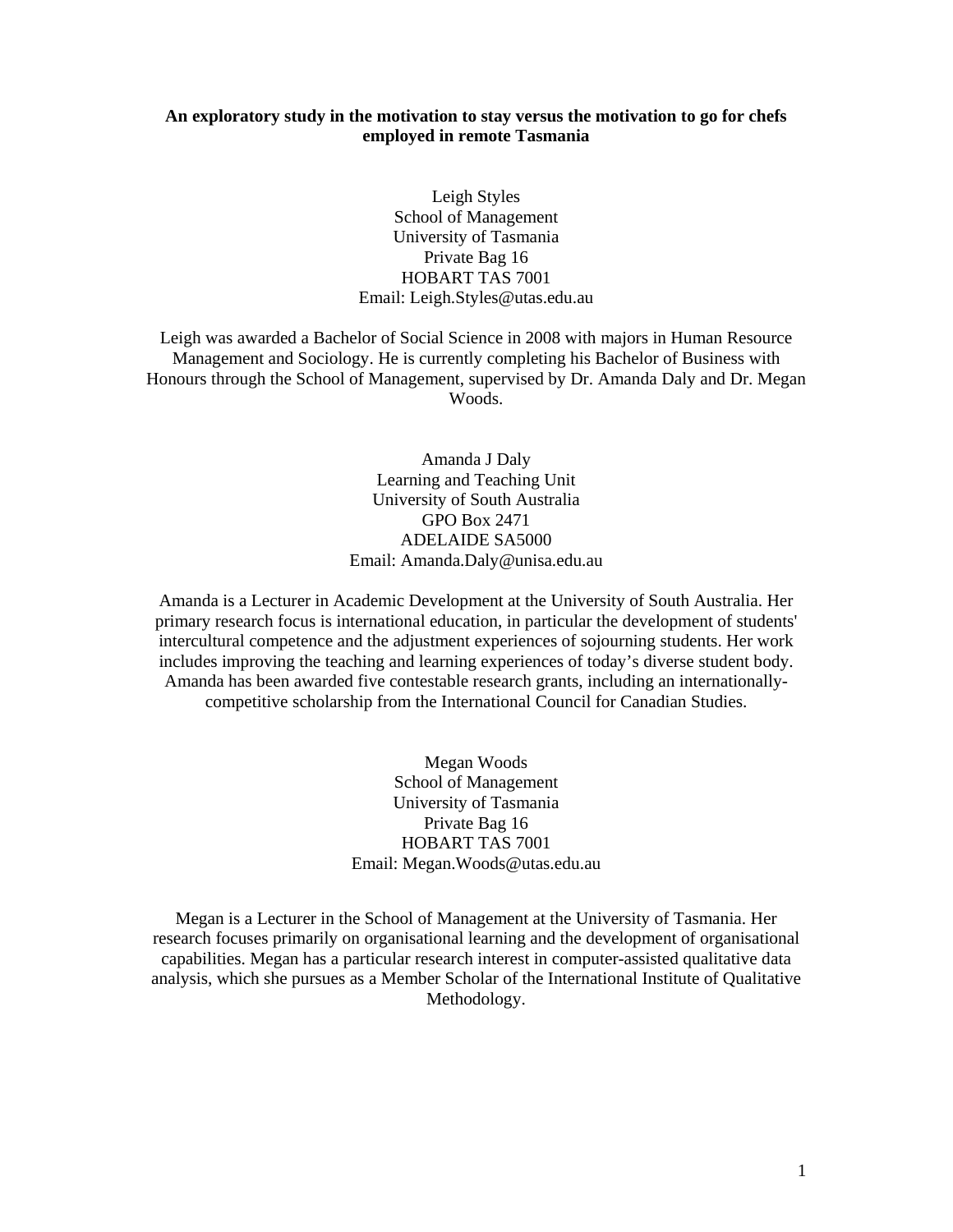**An exploratory study in the motivation to stay versus the motivation to go for chefs employed in remote Tasmania**

Leigh Styles
School of Management
University of Tasmania
Private Bag 16
HOBART TAS 7001
Email: Leigh.Styles@utas.edu.au

Leigh was awarded a Bachelor of Social Science in 2008 with majors in Human Resource Management and Sociology. He is currently completing his Bachelor of Business with Honours through the School of Management, supervised by Dr. Amanda Daly and Dr. Megan Woods.

Amanda J Daly
Learning and Teaching Unit
University of South Australia
GPO Box 2471
ADELAIDE SA5000
Email: Amanda.Daly@unisa.edu.au

Amanda is a Lecturer in Academic Development at the University of South Australia. Her primary research focus is international education, in particular the development of students' intercultural competence and the adjustment experiences of sojourning students. Her work includes improving the teaching and learning experiences of today's diverse student body. Amanda has been awarded five contestable research grants, including an internationally-competitive scholarship from the International Council for Canadian Studies.

Megan Woods
School of Management
University of Tasmania
Private Bag 16
HOBART TAS 7001
Email: Megan.Woods@utas.edu.au

Megan is a Lecturer in the School of Management at the University of Tasmania. Her research focuses primarily on organisational learning and the development of organisational capabilities. Megan has a particular research interest in computer-assisted qualitative data analysis, which she pursues as a Member Scholar of the International Institute of Qualitative Methodology.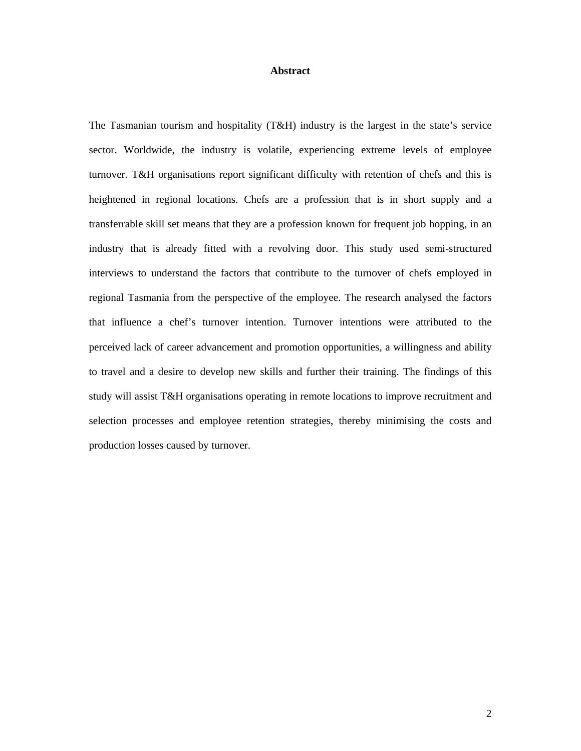# Abstract

The Tasmanian tourism and hospitality (T&H) industry is the largest in the state's service sector. Worldwide, the industry is volatile, experiencing extreme levels of employee turnover. T&H organisations report significant difficulty with retention of chefs and this is heightened in regional locations. Chefs are a profession that is in short supply and a transferrable skill set means that they are a profession known for frequent job hopping, in an industry that is already fitted with a revolving door. This study used semi-structured interviews to understand the factors that contribute to the turnover of chefs employed in regional Tasmania from the perspective of the employee. The research analysed the factors that influence a chef's turnover intention. Turnover intentions were attributed to the perceived lack of career advancement and promotion opportunities, a willingness and ability to travel and a desire to develop new skills and further their training. The findings of this study will assist T&H organisations operating in remote locations to improve recruitment and selection processes and employee retention strategies, thereby minimising the costs and production losses caused by turnover.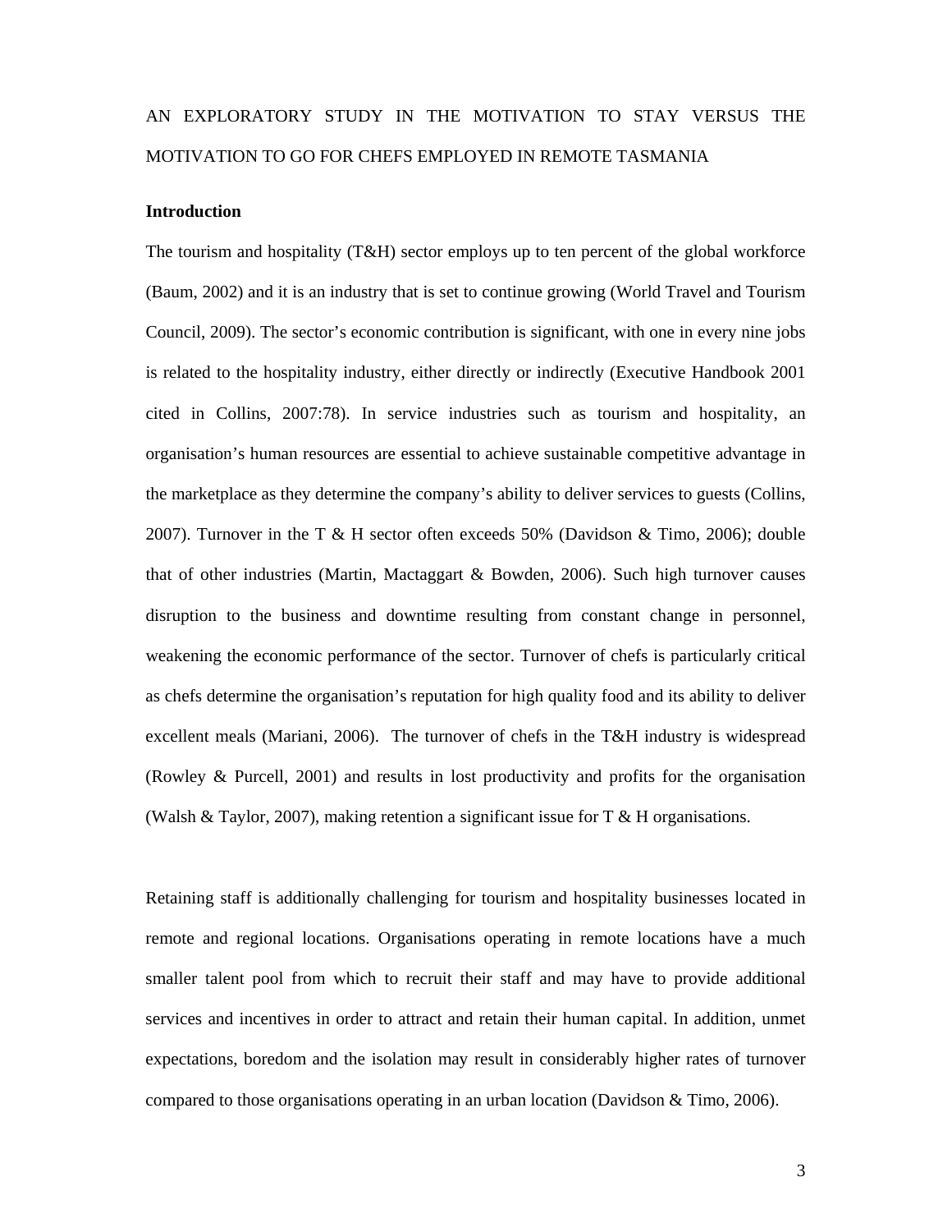AN EXPLORATORY STUDY IN THE MOTIVATION TO STAY VERSUS THE MOTIVATION TO GO FOR CHEFS EMPLOYED IN REMOTE TASMANIA

**Introduction**

The tourism and hospitality (T&H) sector employs up to ten percent of the global workforce (Baum, 2002) and it is an industry that is set to continue growing (World Travel and Tourism Council, 2009). The sector's economic contribution is significant, with one in every nine jobs is related to the hospitality industry, either directly or indirectly (Executive Handbook 2001 cited in Collins, 2007:78). In service industries such as tourism and hospitality, an organisation's human resources are essential to achieve sustainable competitive advantage in the marketplace as they determine the company's ability to deliver services to guests (Collins, 2007). Turnover in the T & H sector often exceeds 50% (Davidson & Timo, 2006); double that of other industries (Martin, Mactaggart & Bowden, 2006). Such high turnover causes disruption to the business and downtime resulting from constant change in personnel, weakening the economic performance of the sector. Turnover of chefs is particularly critical as chefs determine the organisation's reputation for high quality food and its ability to deliver excellent meals (Mariani, 2006). The turnover of chefs in the T&H industry is widespread (Rowley & Purcell, 2001) and results in lost productivity and profits for the organisation (Walsh & Taylor, 2007), making retention a significant issue for T & H organisations.

Retaining staff is additionally challenging for tourism and hospitality businesses located in remote and regional locations. Organisations operating in remote locations have a much smaller talent pool from which to recruit their staff and may have to provide additional services and incentives in order to attract and retain their human capital. In addition, unmet expectations, boredom and the isolation may result in considerably higher rates of turnover compared to those organisations operating in an urban location (Davidson & Timo, 2006).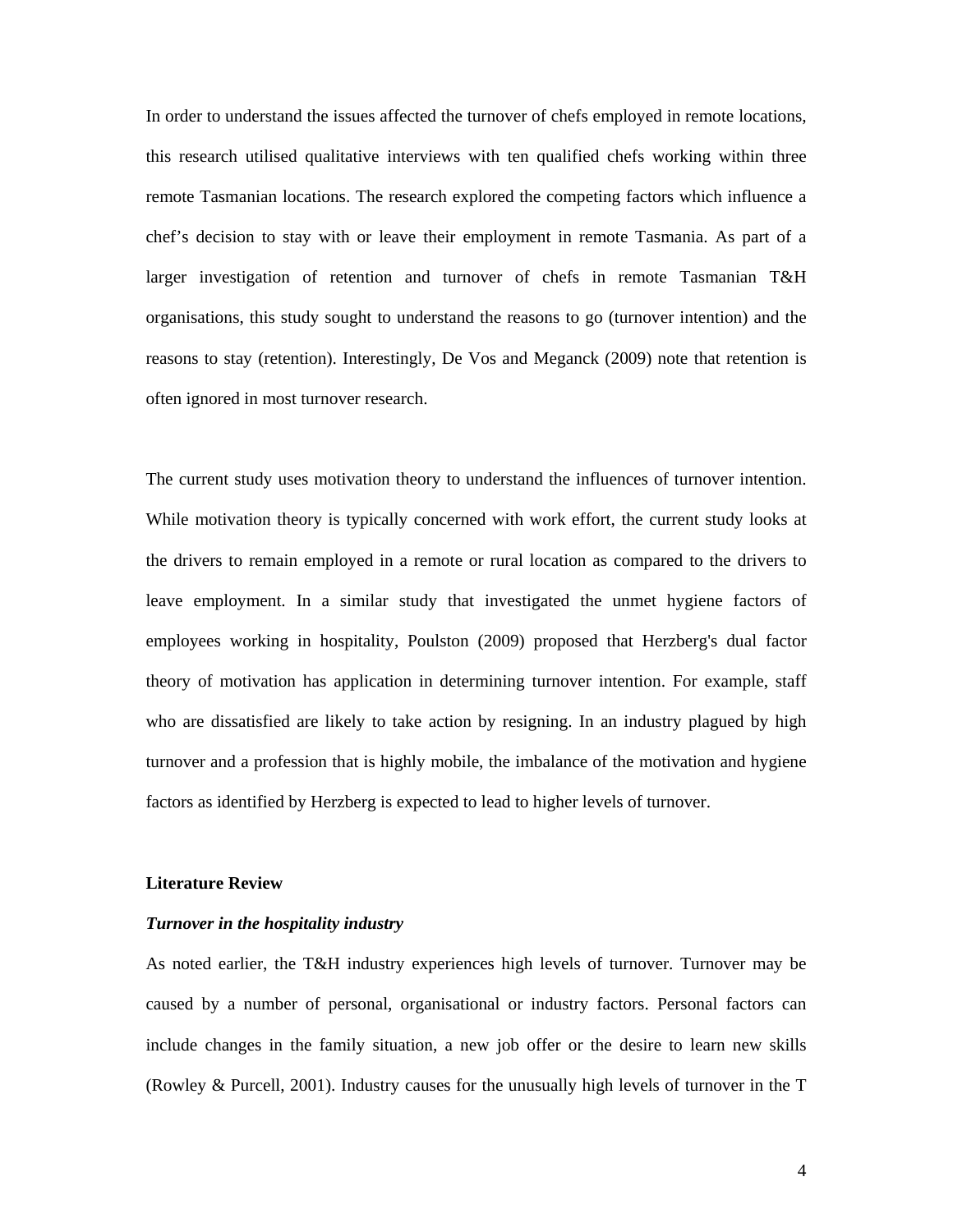In order to understand the issues affected the turnover of chefs employed in remote locations, this research utilised qualitative interviews with ten qualified chefs working within three remote Tasmanian locations. The research explored the competing factors which influence a chef's decision to stay with or leave their employment in remote Tasmania. As part of a larger investigation of retention and turnover of chefs in remote Tasmanian T&H organisations, this study sought to understand the reasons to go (turnover intention) and the reasons to stay (retention). Interestingly, De Vos and Meganck (2009) note that retention is often ignored in most turnover research.

The current study uses motivation theory to understand the influences of turnover intention. While motivation theory is typically concerned with work effort, the current study looks at the drivers to remain employed in a remote or rural location as compared to the drivers to leave employment. In a similar study that investigated the unmet hygiene factors of employees working in hospitality, Poulston (2009) proposed that Herzberg's dual factor theory of motivation has application in determining turnover intention. For example, staff who are dissatisfied are likely to take action by resigning. In an industry plagued by high turnover and a profession that is highly mobile, the imbalance of the motivation and hygiene factors as identified by Herzberg is expected to lead to higher levels of turnover.

## Literature Review

### *Turnover in the hospitality industry*

As noted earlier, the T&H industry experiences high levels of turnover. Turnover may be caused by a number of personal, organisational or industry factors. Personal factors can include changes in the family situation, a new job offer or the desire to learn new skills (Rowley & Purcell, 2001). Industry causes for the unusually high levels of turnover in the T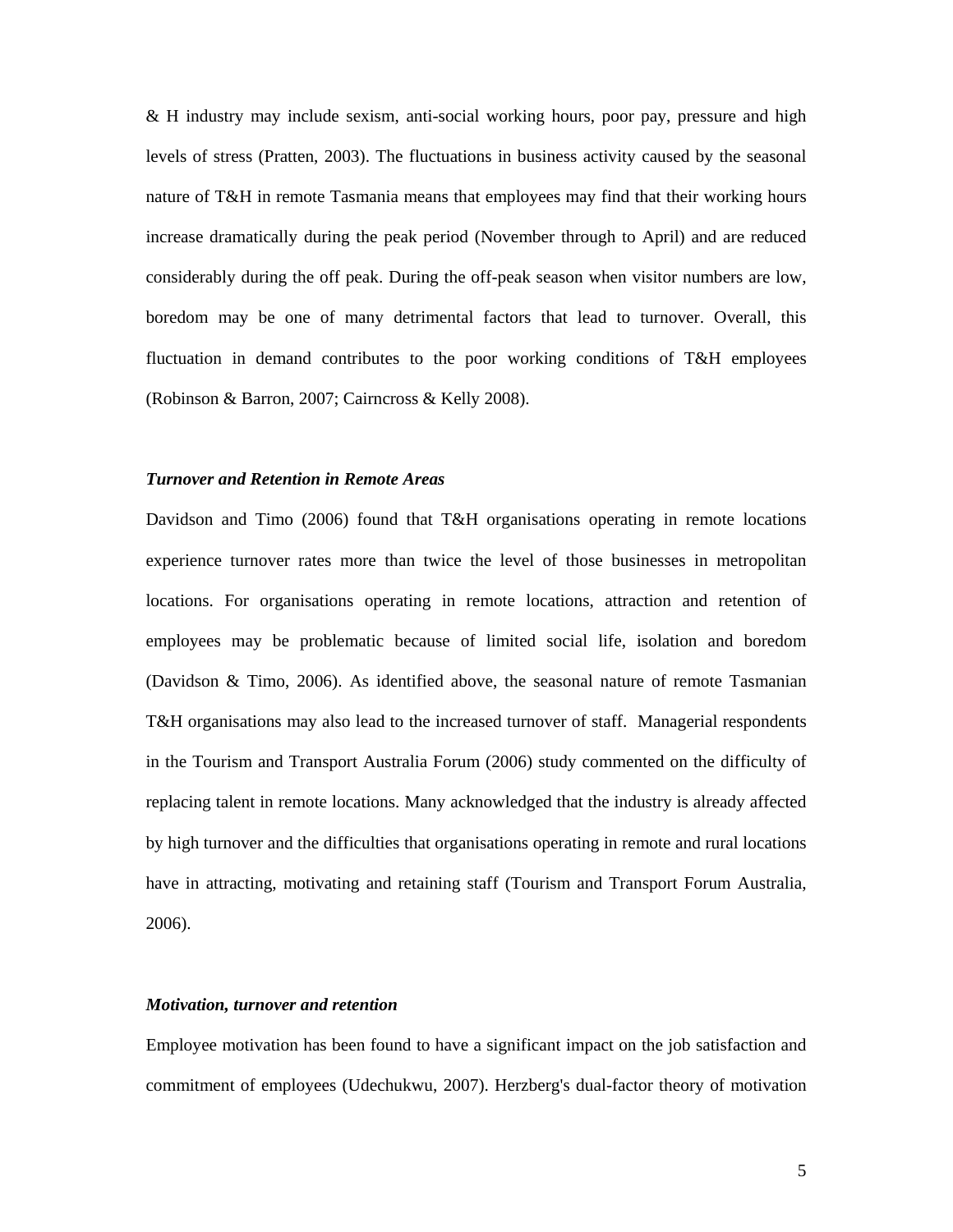& H industry may include sexism, anti-social working hours, poor pay, pressure and high levels of stress (Pratten, 2003). The fluctuations in business activity caused by the seasonal nature of T&H in remote Tasmania means that employees may find that their working hours increase dramatically during the peak period (November through to April) and are reduced considerably during the off peak. During the off-peak season when visitor numbers are low, boredom may be one of many detrimental factors that lead to turnover. Overall, this fluctuation in demand contributes to the poor working conditions of T&H employees (Robinson & Barron, 2007; Cairncross & Kelly 2008).

### ***Turnover and Retention in Remote Areas***

Davidson and Timo (2006) found that T&H organisations operating in remote locations experience turnover rates more than twice the level of those businesses in metropolitan locations. For organisations operating in remote locations, attraction and retention of employees may be problematic because of limited social life, isolation and boredom (Davidson & Timo, 2006). As identified above, the seasonal nature of remote Tasmanian T&H organisations may also lead to the increased turnover of staff. Managerial respondents in the Tourism and Transport Australia Forum (2006) study commented on the difficulty of replacing talent in remote locations. Many acknowledged that the industry is already affected by high turnover and the difficulties that organisations operating in remote and rural locations have in attracting, motivating and retaining staff (Tourism and Transport Forum Australia, 2006).

### ***Motivation, turnover and retention***

Employee motivation has been found to have a significant impact on the job satisfaction and commitment of employees (Udechukwu, 2007). Herzberg's dual-factor theory of motivation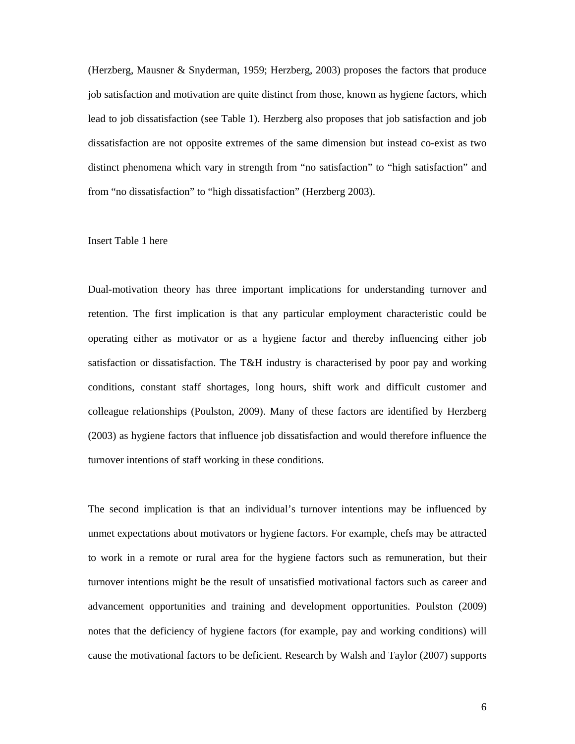(Herzberg, Mausner & Snyderman, 1959; Herzberg, 2003) proposes the factors that produce job satisfaction and motivation are quite distinct from those, known as hygiene factors, which lead to job dissatisfaction (see Table 1). Herzberg also proposes that job satisfaction and job dissatisfaction are not opposite extremes of the same dimension but instead co-exist as two distinct phenomena which vary in strength from "no satisfaction" to "high satisfaction" and from "no dissatisfaction" to "high dissatisfaction" (Herzberg 2003).

Insert Table 1 here

Dual-motivation theory has three important implications for understanding turnover and retention. The first implication is that any particular employment characteristic could be operating either as motivator or as a hygiene factor and thereby influencing either job satisfaction or dissatisfaction. The T&H industry is characterised by poor pay and working conditions, constant staff shortages, long hours, shift work and difficult customer and colleague relationships (Poulston, 2009). Many of these factors are identified by Herzberg (2003) as hygiene factors that influence job dissatisfaction and would therefore influence the turnover intentions of staff working in these conditions.

The second implication is that an individual's turnover intentions may be influenced by unmet expectations about motivators or hygiene factors. For example, chefs may be attracted to work in a remote or rural area for the hygiene factors such as remuneration, but their turnover intentions might be the result of unsatisfied motivational factors such as career and advancement opportunities and training and development opportunities. Poulston (2009) notes that the deficiency of hygiene factors (for example, pay and working conditions) will cause the motivational factors to be deficient. Research by Walsh and Taylor (2007) supports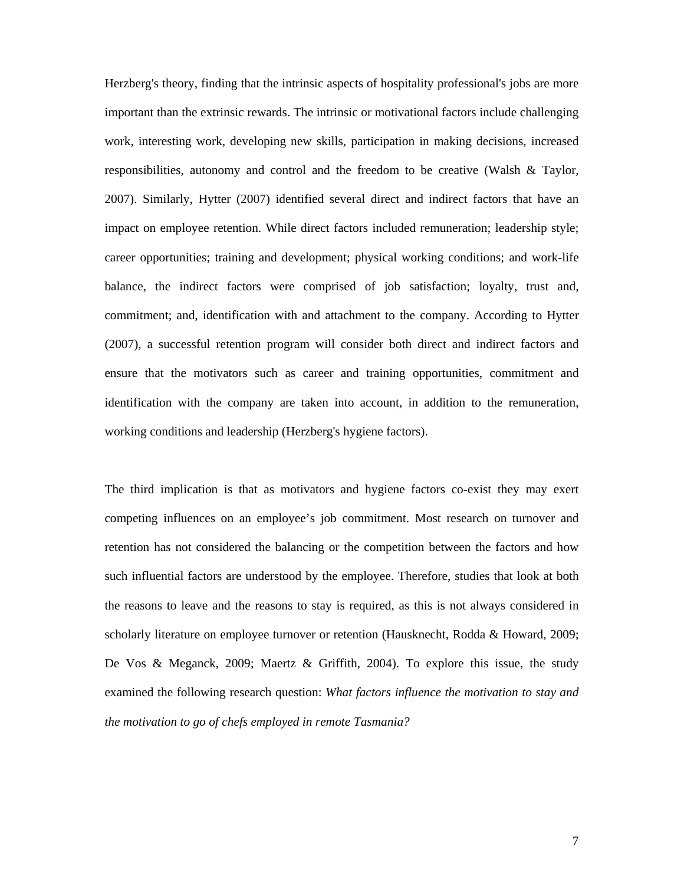Herzberg's theory, finding that the intrinsic aspects of hospitality professional's jobs are more important than the extrinsic rewards. The intrinsic or motivational factors include challenging work, interesting work, developing new skills, participation in making decisions, increased responsibilities, autonomy and control and the freedom to be creative (Walsh & Taylor, 2007). Similarly, Hytter (2007) identified several direct and indirect factors that have an impact on employee retention. While direct factors included remuneration; leadership style; career opportunities; training and development; physical working conditions; and work-life balance, the indirect factors were comprised of job satisfaction; loyalty, trust and, commitment; and, identification with and attachment to the company. According to Hytter (2007), a successful retention program will consider both direct and indirect factors and ensure that the motivators such as career and training opportunities, commitment and identification with the company are taken into account, in addition to the remuneration, working conditions and leadership (Herzberg's hygiene factors).

The third implication is that as motivators and hygiene factors co-exist they may exert competing influences on an employee's job commitment. Most research on turnover and retention has not considered the balancing or the competition between the factors and how such influential factors are understood by the employee. Therefore, studies that look at both the reasons to leave and the reasons to stay is required, as this is not always considered in scholarly literature on employee turnover or retention (Hausknecht, Rodda & Howard, 2009; De Vos & Meganck, 2009; Maertz & Griffith, 2004). To explore this issue, the study examined the following research question: *What factors influence the motivation to stay and the motivation to go of chefs employed in remote Tasmania?*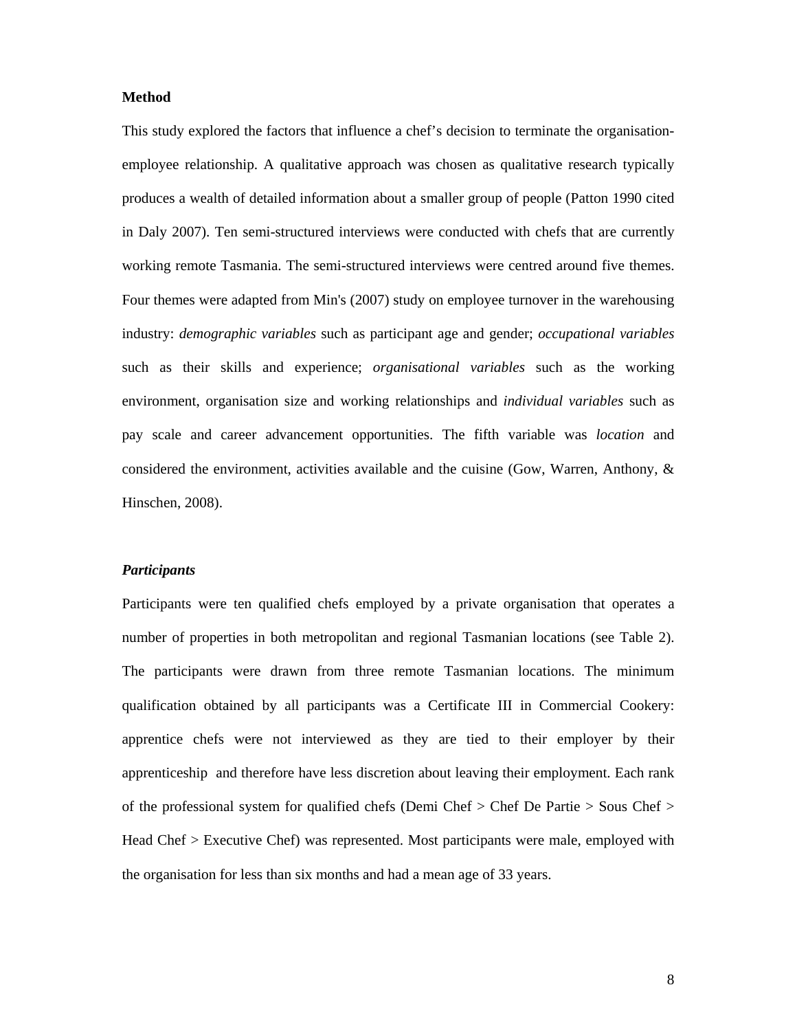## Method

This study explored the factors that influence a chef's decision to terminate the organisation-employee relationship. A qualitative approach was chosen as qualitative research typically produces a wealth of detailed information about a smaller group of people (Patton 1990 cited in Daly 2007). Ten semi-structured interviews were conducted with chefs that are currently working remote Tasmania. The semi-structured interviews were centred around five themes. Four themes were adapted from Min's (2007) study on employee turnover in the warehousing industry: *demographic variables* such as participant age and gender; *occupational variables* such as their skills and experience; *organisational variables* such as the working environment, organisation size and working relationships and *individual variables* such as pay scale and career advancement opportunities. The fifth variable was *location* and considered the environment, activities available and the cuisine (Gow, Warren, Anthony, & Hinschen, 2008).

### *Participants*

Participants were ten qualified chefs employed by a private organisation that operates a number of properties in both metropolitan and regional Tasmanian locations (see Table 2). The participants were drawn from three remote Tasmanian locations. The minimum qualification obtained by all participants was a Certificate III in Commercial Cookery: apprentice chefs were not interviewed as they are tied to their employer by their apprenticeship and therefore have less discretion about leaving their employment. Each rank of the professional system for qualified chefs (Demi Chef > Chef De Partie > Sous Chef > Head Chef > Executive Chef) was represented. Most participants were male, employed with the organisation for less than six months and had a mean age of 33 years.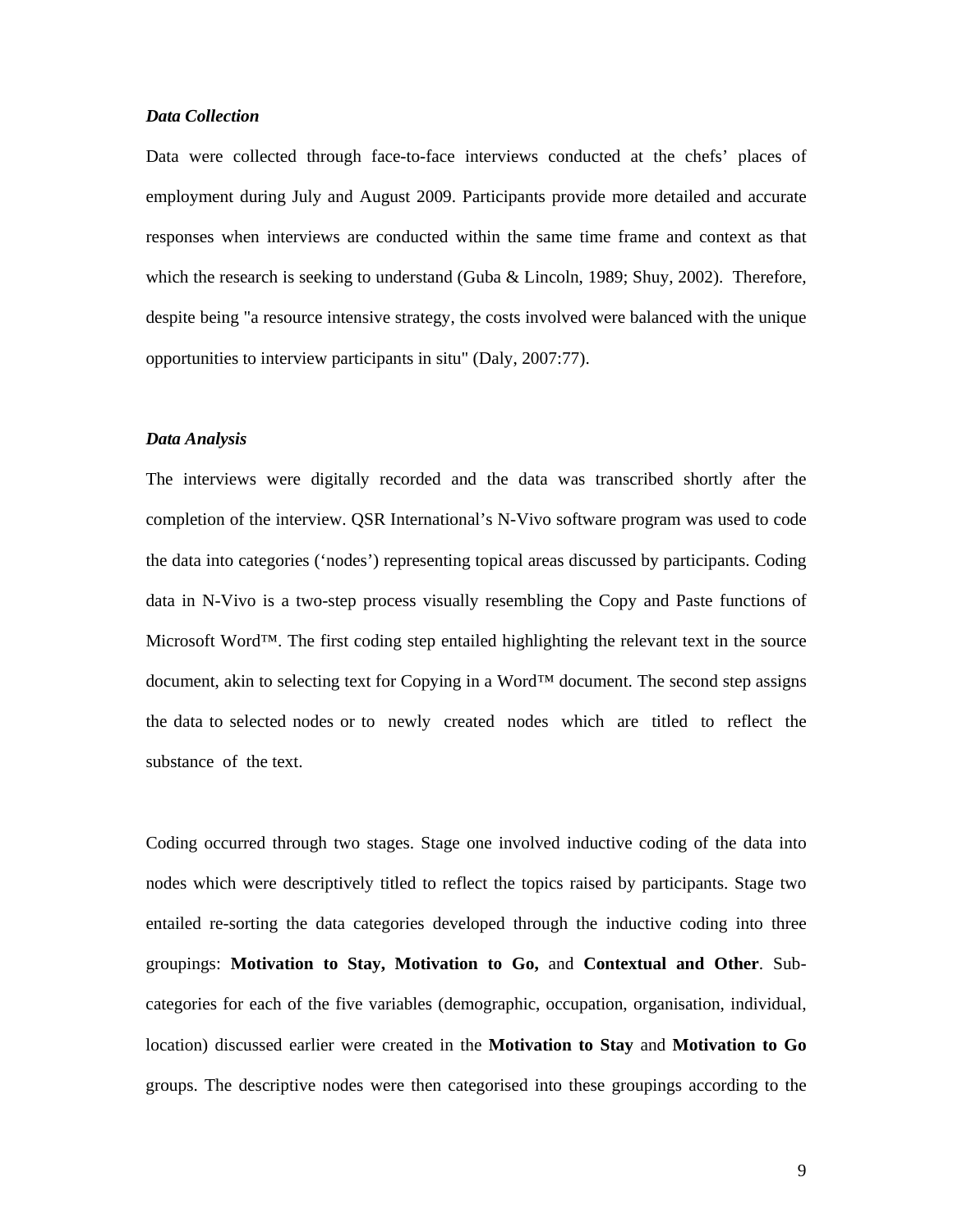***Data Collection***

Data were collected through face-to-face interviews conducted at the chefs' places of employment during July and August 2009. Participants provide more detailed and accurate responses when interviews are conducted within the same time frame and context as that which the research is seeking to understand (Guba & Lincoln, 1989; Shuy, 2002). Therefore, despite being "a resource intensive strategy, the costs involved were balanced with the unique opportunities to interview participants in situ" (Daly, 2007:77).

***Data Analysis***

The interviews were digitally recorded and the data was transcribed shortly after the completion of the interview. QSR International's N-Vivo software program was used to code the data into categories ('nodes') representing topical areas discussed by participants. Coding data in N-Vivo is a two-step process visually resembling the Copy and Paste functions of Microsoft Word™. The first coding step entailed highlighting the relevant text in the source document, akin to selecting text for Copying in a Word™ document. The second step assigns the data to selected nodes or to newly created nodes which are titled to reflect the substance of the text.

Coding occurred through two stages. Stage one involved inductive coding of the data into nodes which were descriptively titled to reflect the topics raised by participants. Stage two entailed re-sorting the data categories developed through the inductive coding into three groupings: **Motivation to Stay, Motivation to Go,** and **Contextual and Other**. Sub-categories for each of the five variables (demographic, occupation, organisation, individual, location) discussed earlier were created in the **Motivation to Stay** and **Motivation to Go** groups. The descriptive nodes were then categorised into these groupings according to the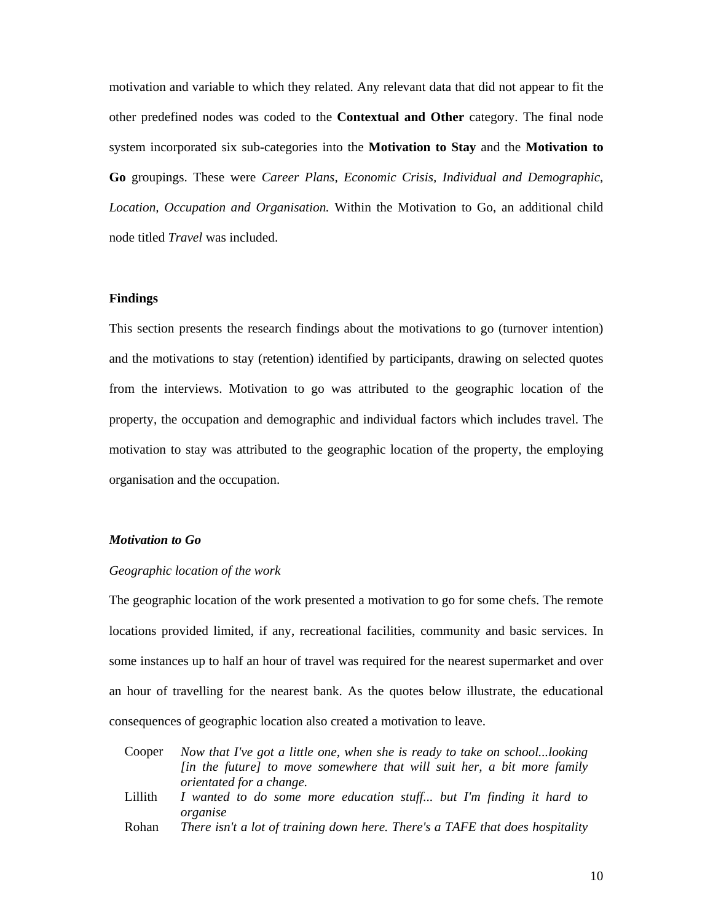motivation and variable to which they related. Any relevant data that did not appear to fit the other predefined nodes was coded to the **Contextual and Other** category. The final node system incorporated six sub-categories into the **Motivation to Stay** and the **Motivation to Go** groupings. These were *Career Plans, Economic Crisis, Individual and Demographic, Location, Occupation and Organisation.* Within the Motivation to Go, an additional child node titled *Travel* was included.

## Findings

This section presents the research findings about the motivations to go (turnover intention) and the motivations to stay (retention) identified by participants, drawing on selected quotes from the interviews. Motivation to go was attributed to the geographic location of the property, the occupation and demographic and individual factors which includes travel. The motivation to stay was attributed to the geographic location of the property, the employing organisation and the occupation.

### *Motivation to Go*

*Geographic location of the work*

The geographic location of the work presented a motivation to go for some chefs. The remote locations provided limited, if any, recreational facilities, community and basic services. In some instances up to half an hour of travel was required for the nearest supermarket and over an hour of travelling for the nearest bank. As the quotes below illustrate, the educational consequences of geographic location also created a motivation to leave.

| | |
|---|---|
| Cooper | *Now that I've got a little one, when she is ready to take on school...looking [in the future] to move somewhere that will suit her, a bit more family orientated for a change.* |
| Lillith | *I wanted to do some more education stuff... but I'm finding it hard to organise* |
| Rohan | *There isn't a lot of training down here. There's a TAFE that does hospitality* |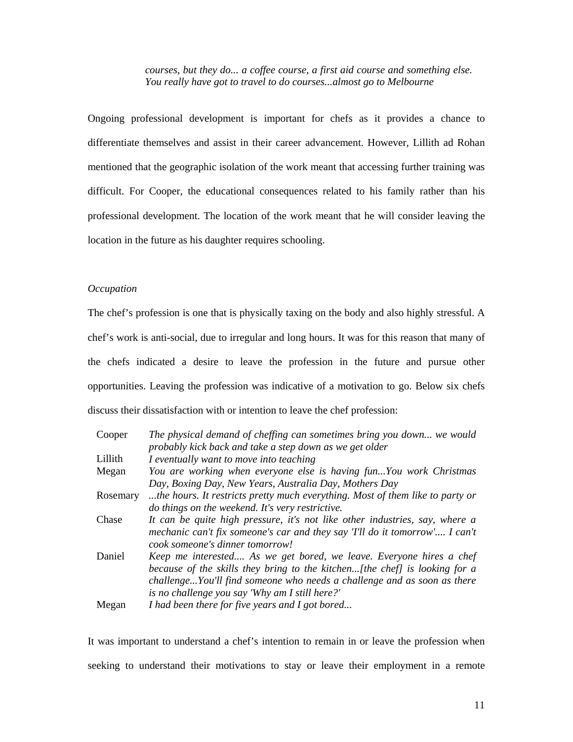> *courses, but they do... a coffee course, a first aid course and something else. You really have got to travel to do courses...almost go to Melbourne*

Ongoing professional development is important for chefs as it provides a chance to differentiate themselves and assist in their career advancement. However, Lillith ad Rohan mentioned that the geographic isolation of the work meant that accessing further training was difficult. For Cooper, the educational consequences related to his family rather than his professional development. The location of the work meant that he will consider leaving the location in the future as his daughter requires schooling.

*Occupation*

The chef's profession is one that is physically taxing on the body and also highly stressful. A chef's work is anti-social, due to irregular and long hours. It was for this reason that many of the chefs indicated a desire to leave the profession in the future and pursue other opportunities. Leaving the profession was indicative of a motivation to go. Below six chefs discuss their dissatisfaction with or intention to leave the chef profession:

| | |
|---|---|
| Cooper | *The physical demand of cheffing can sometimes bring you down... we would probably kick back and take a step down as we get older* |
| Lillith | *I eventually want to move into teaching* |
| Megan | *You are working when everyone else is having fun...You work Christmas Day, Boxing Day, New Years, Australia Day, Mothers Day* |
| Rosemary | *...the hours. It restricts pretty much everything. Most of them like to party or do things on the weekend. It's very restrictive.* |
| Chase | *It can be quite high pressure, it's not like other industries, say, where a mechanic can't fix someone's car and they say 'I'll do it tomorrow'.... I can't cook someone's dinner tomorrow!* |
| Daniel | *Keep me interested.... As we get bored, we leave. Everyone hires a chef because of the skills they bring to the kitchen...[the chef] is looking for a challenge...You'll find someone who needs a challenge and as soon as there is no challenge you say 'Why am I still here?'* |
| Megan | *I had been there for five years and I got bored...* |

It was important to understand a chef's intention to remain in or leave the profession when seeking to understand their motivations to stay or leave their employment in a remote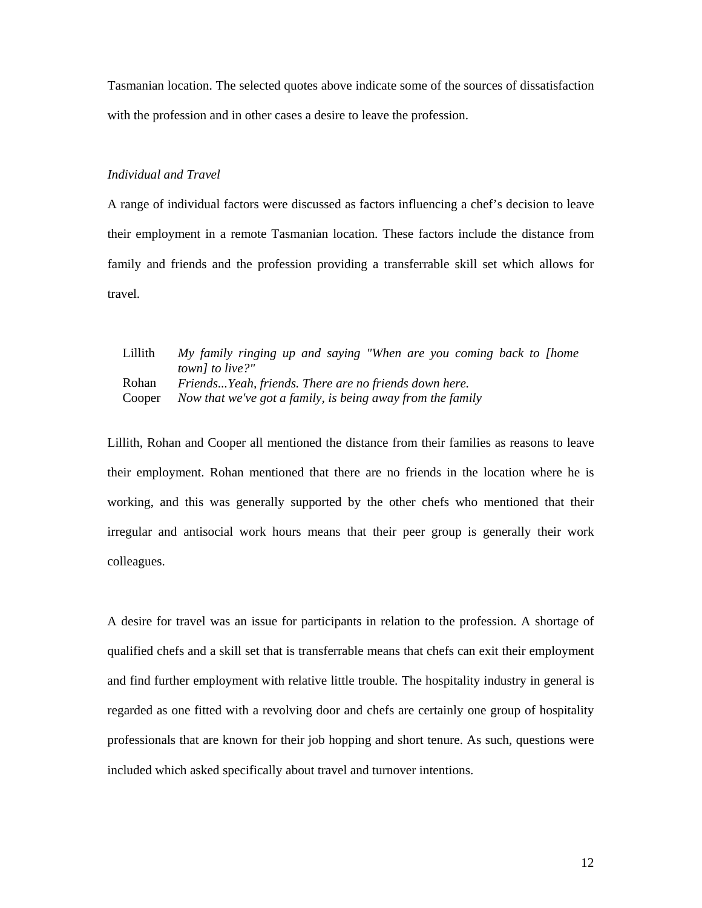Tasmanian location. The selected quotes above indicate some of the sources of dissatisfaction with the profession and in other cases a desire to leave the profession.

*Individual and Travel*

A range of individual factors were discussed as factors influencing a chef’s decision to leave their employment in a remote Tasmanian location. These factors include the distance from family and friends and the profession providing a transferrable skill set which allows for travel.

| | |
|---|---|
| Lillith | *My family ringing up and saying "When are you coming back to [home town] to live?"* |
| Rohan | *Friends...Yeah, friends. There are no friends down here.* |
| Cooper | *Now that we've got a family, is being away from the family* |

Lillith, Rohan and Cooper all mentioned the distance from their families as reasons to leave their employment. Rohan mentioned that there are no friends in the location where he is working, and this was generally supported by the other chefs who mentioned that their irregular and antisocial work hours means that their peer group is generally their work colleagues.

A desire for travel was an issue for participants in relation to the profession. A shortage of qualified chefs and a skill set that is transferrable means that chefs can exit their employment and find further employment with relative little trouble. The hospitality industry in general is regarded as one fitted with a revolving door and chefs are certainly one group of hospitality professionals that are known for their job hopping and short tenure. As such, questions were included which asked specifically about travel and turnover intentions.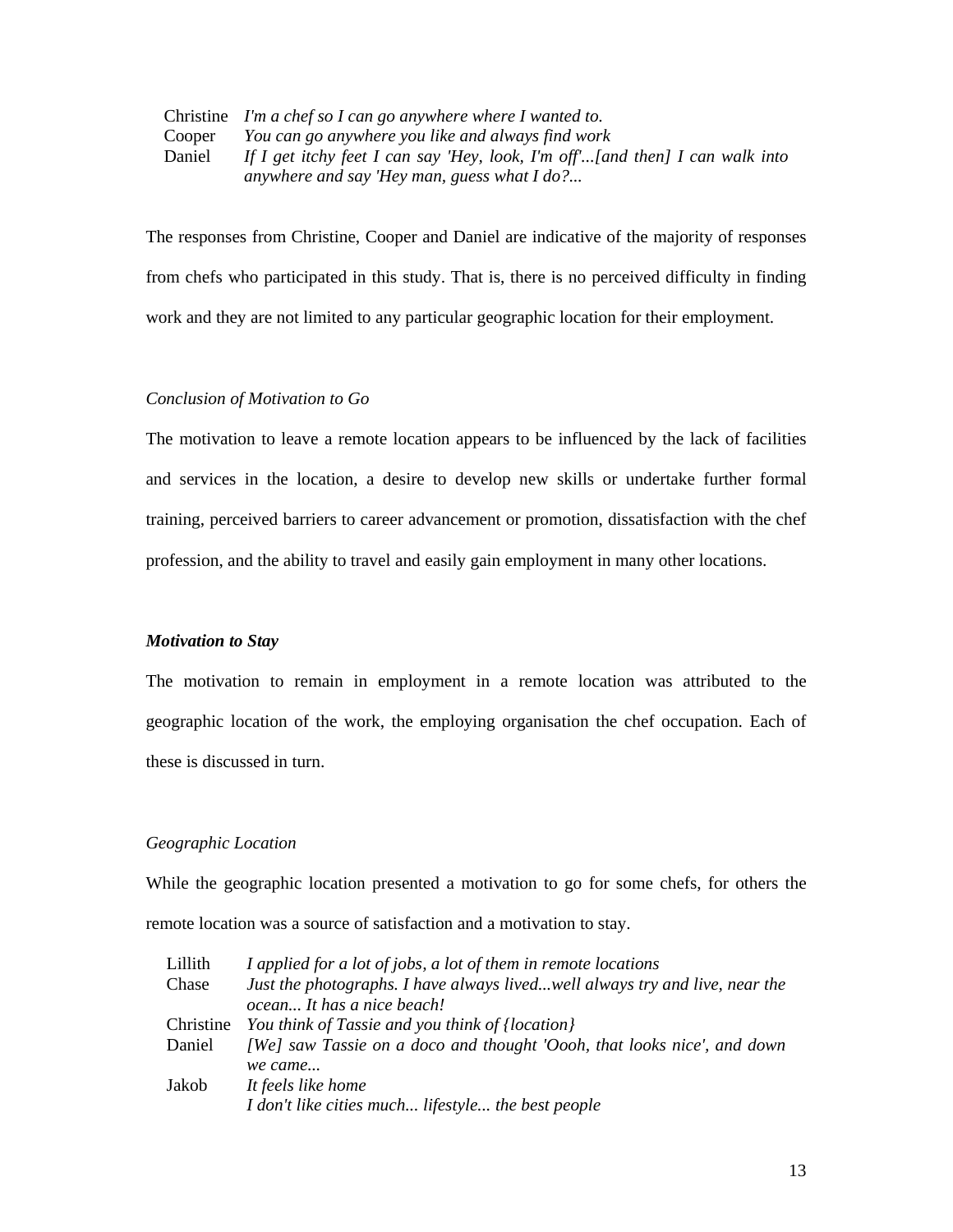| | |
|---|---|
| Christine | *I'm a chef so I can go anywhere where I wanted to.* |
| Cooper | *You can go anywhere you like and always find work* |
| Daniel | *If I get itchy feet I can say 'Hey, look, I'm off'...[and then] I can walk into anywhere and say 'Hey man, guess what I do?...* |

The responses from Christine, Cooper and Daniel are indicative of the majority of responses from chefs who participated in this study. That is, there is no perceived difficulty in finding work and they are not limited to any particular geographic location for their employment.

*Conclusion of Motivation to Go*

The motivation to leave a remote location appears to be influenced by the lack of facilities and services in the location, a desire to develop new skills or undertake further formal training, perceived barriers to career advancement or promotion, dissatisfaction with the chef profession, and the ability to travel and easily gain employment in many other locations.

***Motivation to Stay***

The motivation to remain in employment in a remote location was attributed to the geographic location of the work, the employing organisation the chef occupation. Each of these is discussed in turn.

*Geographic Location*

While the geographic location presented a motivation to go for some chefs, for others the remote location was a source of satisfaction and a motivation to stay.

| | |
|---|---|
| Lillith | *I applied for a lot of jobs, a lot of them in remote locations* |
| Chase | *Just the photographs. I have always lived...well always try and live, near the ocean... It has a nice beach!* |
| Christine | *You think of Tassie and you think of {location}* |
| Daniel | *[We] saw Tassie on a doco and thought 'Oooh, that looks nice', and down we came...* |
| Jakob | *It feels like home* |
| | *I don't like cities much... lifestyle... the best people* |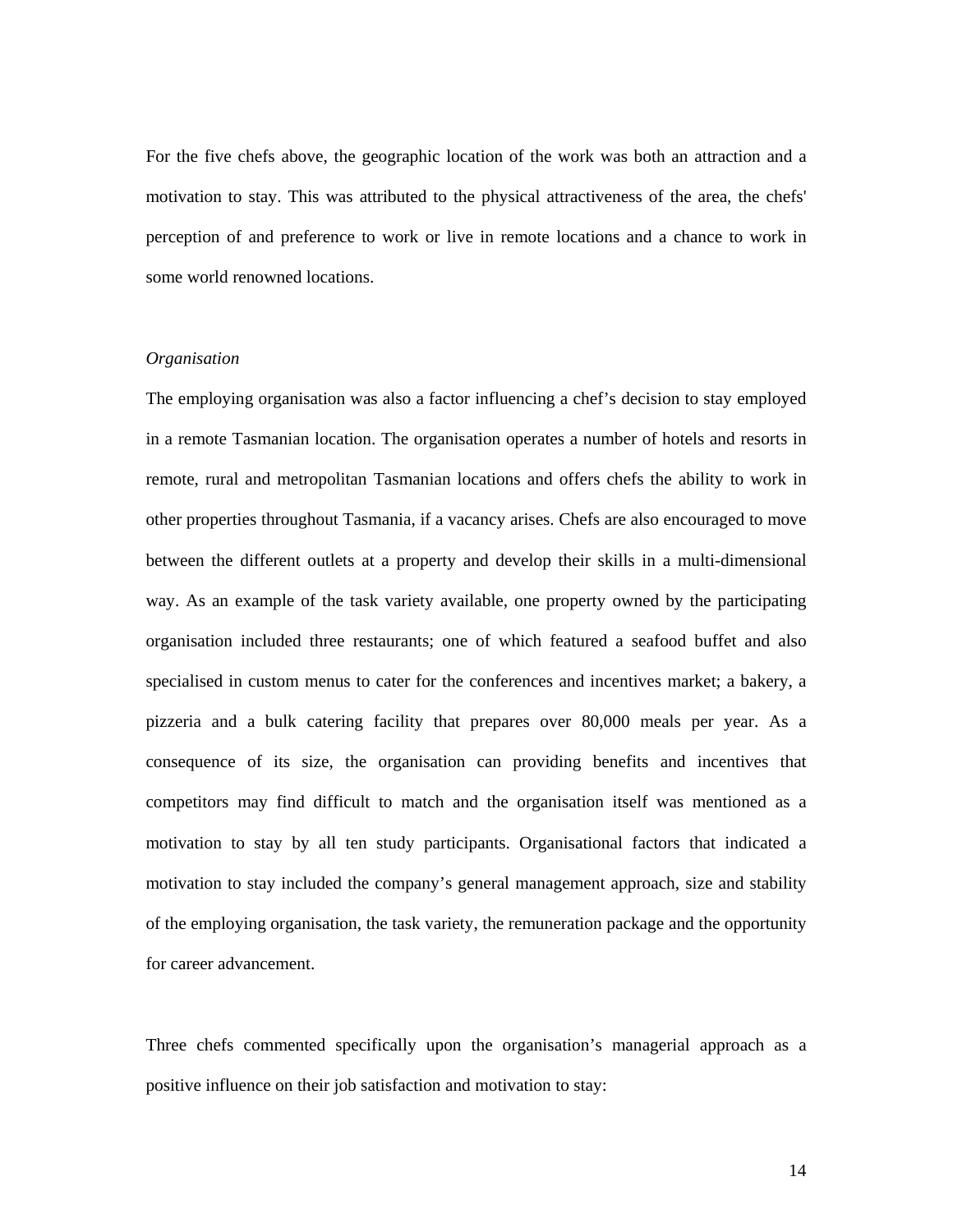For the five chefs above, the geographic location of the work was both an attraction and a motivation to stay. This was attributed to the physical attractiveness of the area, the chefs' perception of and preference to work or live in remote locations and a chance to work in some world renowned locations.

*Organisation*

The employing organisation was also a factor influencing a chef's decision to stay employed in a remote Tasmanian location. The organisation operates a number of hotels and resorts in remote, rural and metropolitan Tasmanian locations and offers chefs the ability to work in other properties throughout Tasmania, if a vacancy arises. Chefs are also encouraged to move between the different outlets at a property and develop their skills in a multi-dimensional way. As an example of the task variety available, one property owned by the participating organisation included three restaurants; one of which featured a seafood buffet and also specialised in custom menus to cater for the conferences and incentives market; a bakery, a pizzeria and a bulk catering facility that prepares over 80,000 meals per year. As a consequence of its size, the organisation can providing benefits and incentives that competitors may find difficult to match and the organisation itself was mentioned as a motivation to stay by all ten study participants. Organisational factors that indicated a motivation to stay included the company's general management approach, size and stability of the employing organisation, the task variety, the remuneration package and the opportunity for career advancement.

Three chefs commented specifically upon the organisation's managerial approach as a positive influence on their job satisfaction and motivation to stay: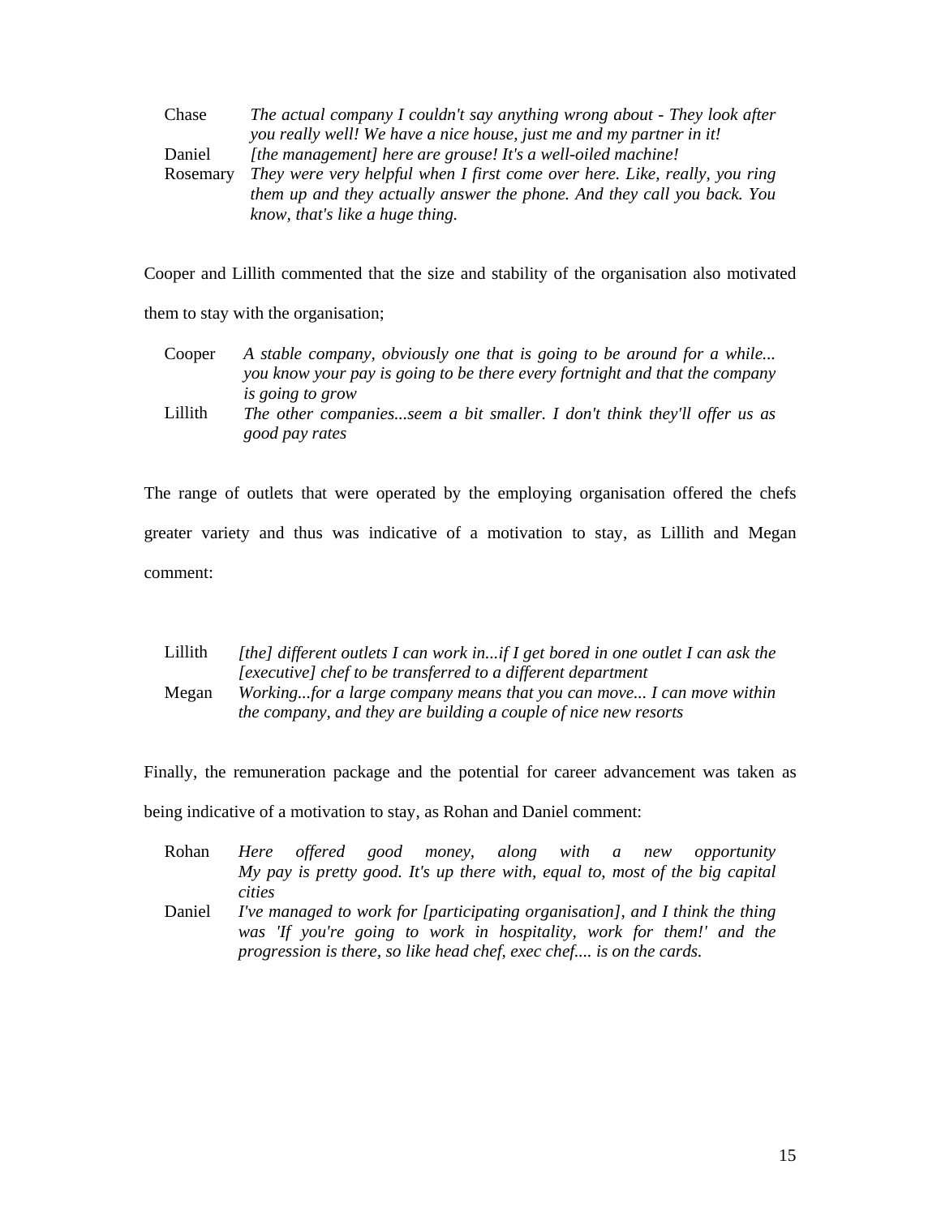| | |
|---|---|
| Chase | *The actual company I couldn't say anything wrong about - They look after you really well! We have a nice house, just me and my partner in it!* |
| Daniel | *[the management] here are grouse! It's a well-oiled machine!* |
| Rosemary | *They were very helpful when I first come over here. Like, really, you ring them up and they actually answer the phone. And they call you back. You know, that's like a huge thing.* |

Cooper and Lillith commented that the size and stability of the organisation also motivated them to stay with the organisation;

| | |
|---|---|
| Cooper | *A stable company, obviously one that is going to be around for a while... you know your pay is going to be there every fortnight and that the company is going to grow* |
| Lillith | *The other companies...seem a bit smaller. I don't think they'll offer us as good pay rates* |

The range of outlets that were operated by the employing organisation offered the chefs greater variety and thus was indicative of a motivation to stay, as Lillith and Megan comment:

| | |
|---|---|
| Lillith | *[the] different outlets I can work in...if I get bored in one outlet I can ask the [executive] chef to be transferred to a different department* |
| Megan | *Working...for a large company means that you can move... I can move within the company, and they are building a couple of nice new resorts* |

Finally, the remuneration package and the potential for career advancement was taken as being indicative of a motivation to stay, as Rohan and Daniel comment:

| | |
|---|---|
| Rohan | *Here offered good money, along with a new opportunity My pay is pretty good. It's up there with, equal to, most of the big capital cities* |
| Daniel | *I've managed to work for [participating organisation], and I think the thing was 'If you're going to work in hospitality, work for them!' and the progression is there, so like head chef, exec chef.... is on the cards.* |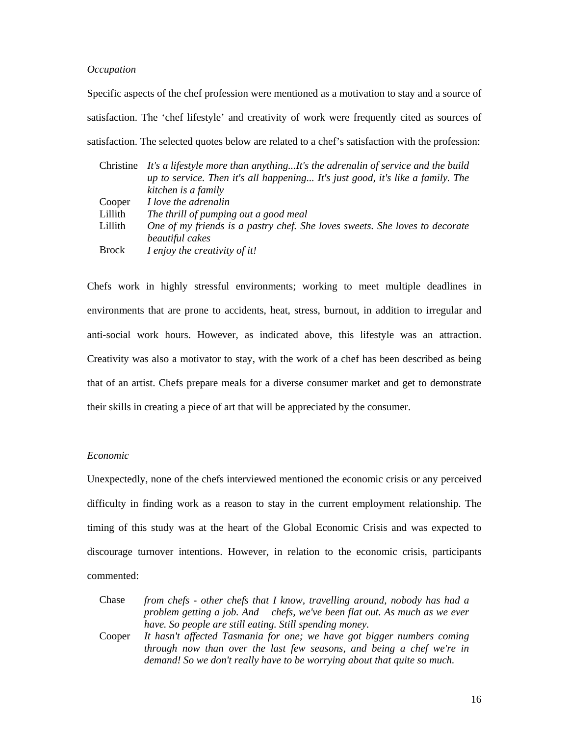*Occupation*

Specific aspects of the chef profession were mentioned as a motivation to stay and a source of satisfaction. The 'chef lifestyle' and creativity of work were frequently cited as sources of satisfaction. The selected quotes below are related to a chef's satisfaction with the profession:

| | |
|---|---|
| Christine | *It's a lifestyle more than anything...It's the adrenalin of service and the build up to service. Then it's all happening... It's just good, it's like a family. The kitchen is a family* |
| Cooper | *I love the adrenalin* |
| Lillith | *The thrill of pumping out a good meal* |
| Lillith | *One of my friends is a pastry chef. She loves sweets. She loves to decorate beautiful cakes* |
| Brock | *I enjoy the creativity of it!* |

Chefs work in highly stressful environments; working to meet multiple deadlines in environments that are prone to accidents, heat, stress, burnout, in addition to irregular and anti-social work hours. However, as indicated above, this lifestyle was an attraction. Creativity was also a motivator to stay, with the work of a chef has been described as being that of an artist. Chefs prepare meals for a diverse consumer market and get to demonstrate their skills in creating a piece of art that will be appreciated by the consumer.

*Economic*

Unexpectedly, none of the chefs interviewed mentioned the economic crisis or any perceived difficulty in finding work as a reason to stay in the current employment relationship. The timing of this study was at the heart of the Global Economic Crisis and was expected to discourage turnover intentions. However, in relation to the economic crisis, participants commented:

| | |
|---|---|
| Chase | *from chefs - other chefs that I know, travelling around, nobody has had a problem getting a job. And chefs, we've been flat out. As much as we ever have. So people are still eating. Still spending money.* |
| Cooper | *It hasn't affected Tasmania for one; we have got bigger numbers coming through now than over the last few seasons, and being a chef we're in demand! So we don't really have to be worrying about that quite so much.* |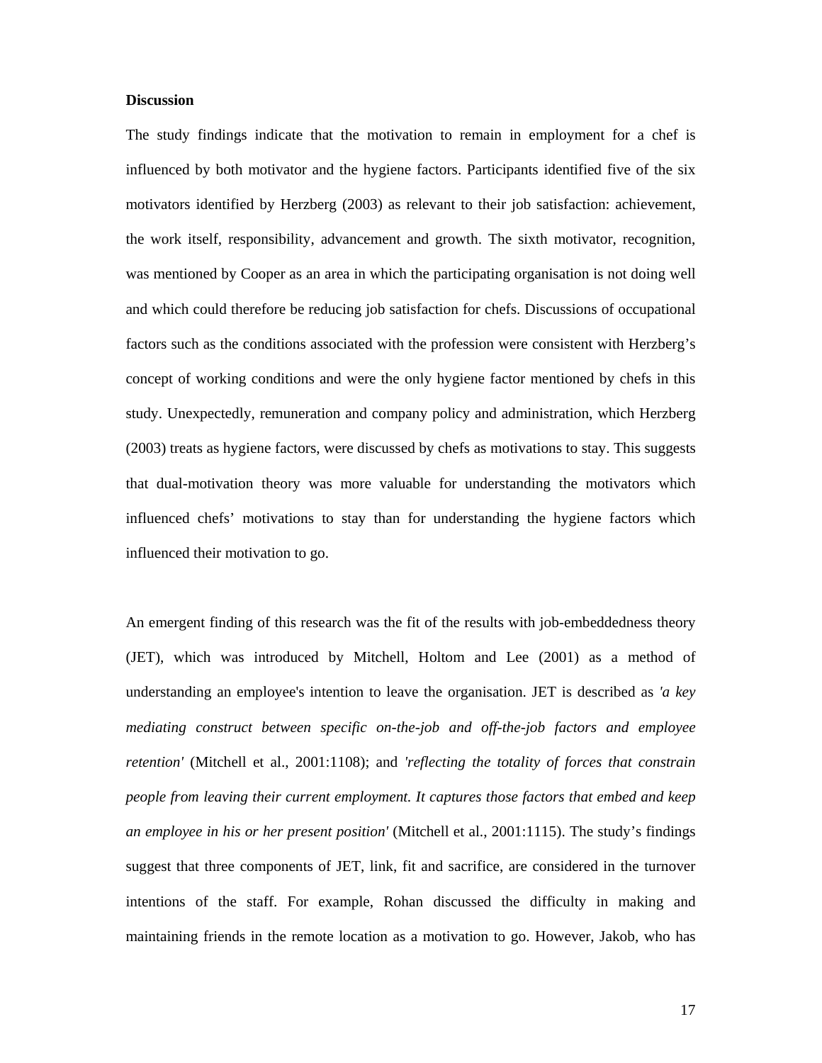**Discussion**

The study findings indicate that the motivation to remain in employment for a chef is influenced by both motivator and the hygiene factors. Participants identified five of the six motivators identified by Herzberg (2003) as relevant to their job satisfaction: achievement, the work itself, responsibility, advancement and growth. The sixth motivator, recognition, was mentioned by Cooper as an area in which the participating organisation is not doing well and which could therefore be reducing job satisfaction for chefs. Discussions of occupational factors such as the conditions associated with the profession were consistent with Herzberg's concept of working conditions and were the only hygiene factor mentioned by chefs in this study. Unexpectedly, remuneration and company policy and administration, which Herzberg (2003) treats as hygiene factors, were discussed by chefs as motivations to stay. This suggests that dual-motivation theory was more valuable for understanding the motivators which influenced chefs' motivations to stay than for understanding the hygiene factors which influenced their motivation to go.

An emergent finding of this research was the fit of the results with job-embeddedness theory (JET), which was introduced by Mitchell, Holtom and Lee (2001) as a method of understanding an employee's intention to leave the organisation. JET is described as *'a key mediating construct between specific on-the-job and off-the-job factors and employee retention'* (Mitchell et al., 2001:1108); and *'reflecting the totality of forces that constrain people from leaving their current employment. It captures those factors that embed and keep an employee in his or her present position'* (Mitchell et al., 2001:1115). The study's findings suggest that three components of JET, link, fit and sacrifice, are considered in the turnover intentions of the staff. For example, Rohan discussed the difficulty in making and maintaining friends in the remote location as a motivation to go. However, Jakob, who has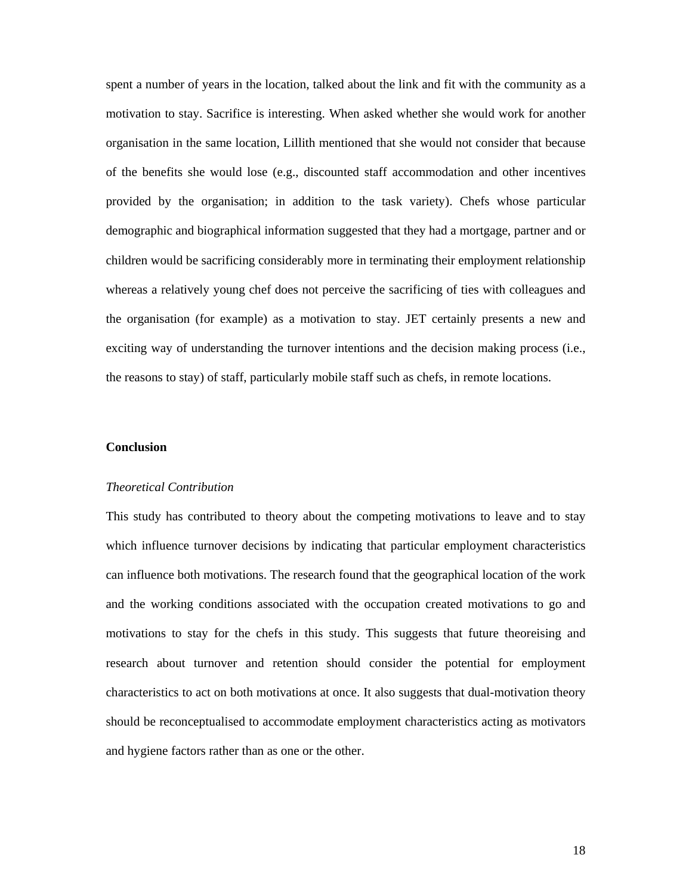spent a number of years in the location, talked about the link and fit with the community as a motivation to stay. Sacrifice is interesting. When asked whether she would work for another organisation in the same location, Lillith mentioned that she would not consider that because of the benefits she would lose (e.g., discounted staff accommodation and other incentives provided by the organisation; in addition to the task variety). Chefs whose particular demographic and biographical information suggested that they had a mortgage, partner and or children would be sacrificing considerably more in terminating their employment relationship whereas a relatively young chef does not perceive the sacrificing of ties with colleagues and the organisation (for example) as a motivation to stay. JET certainly presents a new and exciting way of understanding the turnover intentions and the decision making process (i.e., the reasons to stay) of staff, particularly mobile staff such as chefs, in remote locations.

## Conclusion

### *Theoretical Contribution*

This study has contributed to theory about the competing motivations to leave and to stay which influence turnover decisions by indicating that particular employment characteristics can influence both motivations. The research found that the geographical location of the work and the working conditions associated with the occupation created motivations to go and motivations to stay for the chefs in this study. This suggests that future theoreising and research about turnover and retention should consider the potential for employment characteristics to act on both motivations at once. It also suggests that dual-motivation theory should be reconceptualised to accommodate employment characteristics acting as motivators and hygiene factors rather than as one or the other.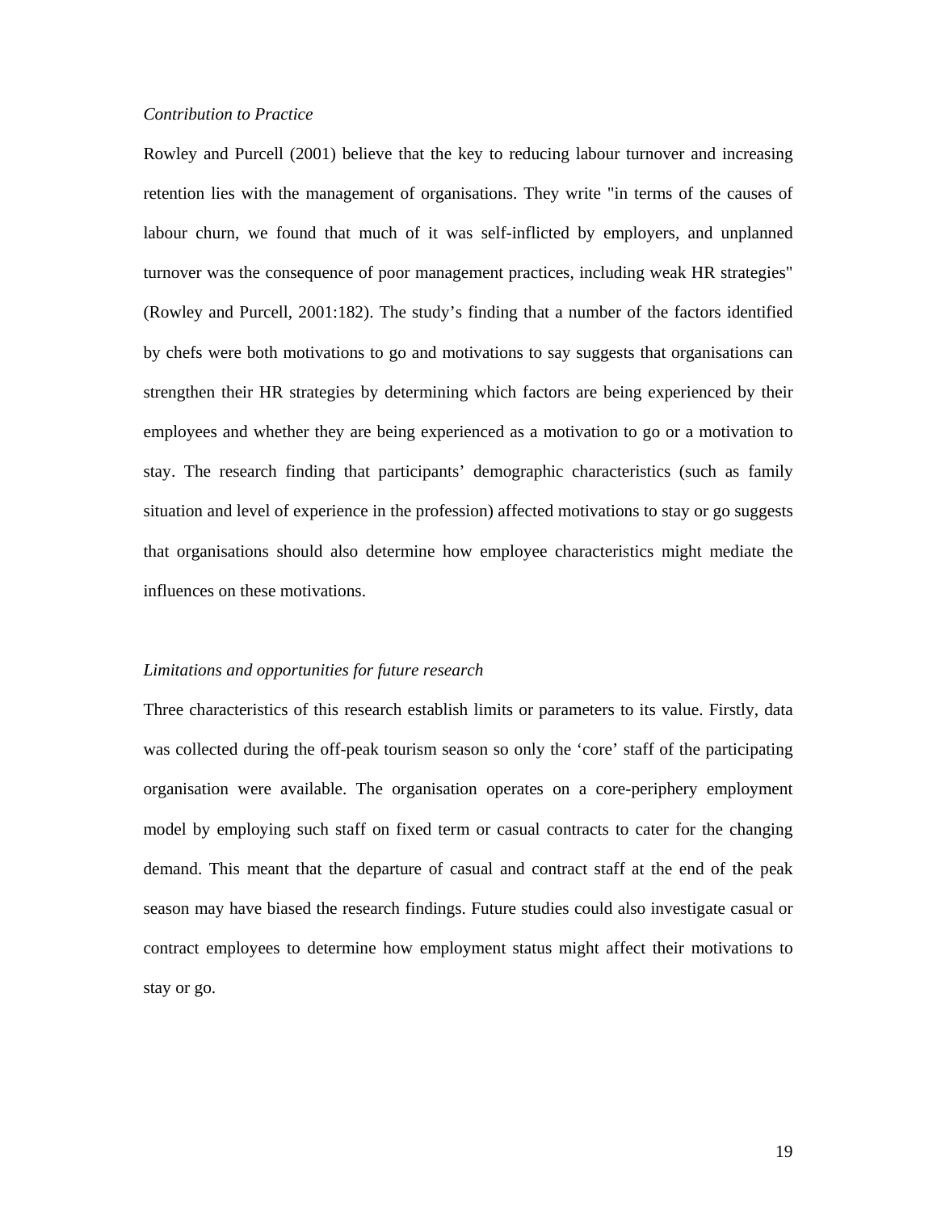*Contribution to Practice*

Rowley and Purcell (2001) believe that the key to reducing labour turnover and increasing retention lies with the management of organisations. They write "in terms of the causes of labour churn, we found that much of it was self-inflicted by employers, and unplanned turnover was the consequence of poor management practices, including weak HR strategies" (Rowley and Purcell, 2001:182). The study's finding that a number of the factors identified by chefs were both motivations to go and motivations to say suggests that organisations can strengthen their HR strategies by determining which factors are being experienced by their employees and whether they are being experienced as a motivation to go or a motivation to stay. The research finding that participants' demographic characteristics (such as family situation and level of experience in the profession) affected motivations to stay or go suggests that organisations should also determine how employee characteristics might mediate the influences on these motivations.

*Limitations and opportunities for future research*

Three characteristics of this research establish limits or parameters to its value. Firstly, data was collected during the off-peak tourism season so only the 'core' staff of the participating organisation were available. The organisation operates on a core-periphery employment model by employing such staff on fixed term or casual contracts to cater for the changing demand. This meant that the departure of casual and contract staff at the end of the peak season may have biased the research findings. Future studies could also investigate casual or contract employees to determine how employment status might affect their motivations to stay or go.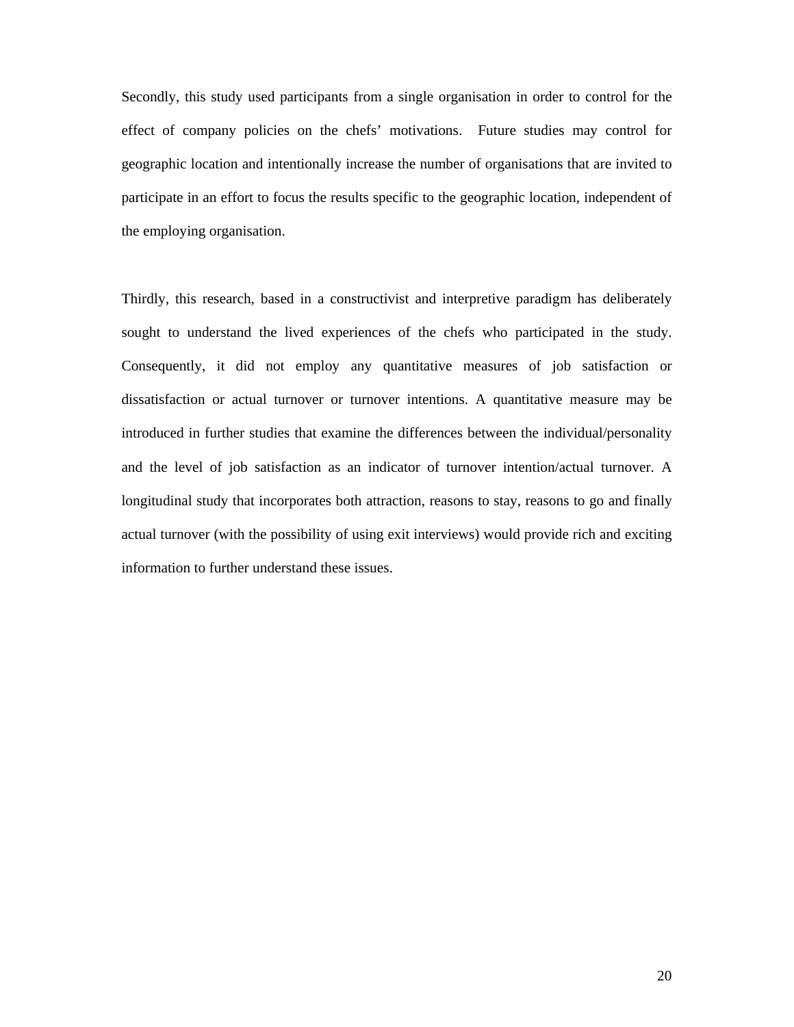Secondly, this study used participants from a single organisation in order to control for the effect of company policies on the chefs' motivations. Future studies may control for geographic location and intentionally increase the number of organisations that are invited to participate in an effort to focus the results specific to the geographic location, independent of the employing organisation.

Thirdly, this research, based in a constructivist and interpretive paradigm has deliberately sought to understand the lived experiences of the chefs who participated in the study. Consequently, it did not employ any quantitative measures of job satisfaction or dissatisfaction or actual turnover or turnover intentions. A quantitative measure may be introduced in further studies that examine the differences between the individual/personality and the level of job satisfaction as an indicator of turnover intention/actual turnover. A longitudinal study that incorporates both attraction, reasons to stay, reasons to go and finally actual turnover (with the possibility of using exit interviews) would provide rich and exciting information to further understand these issues.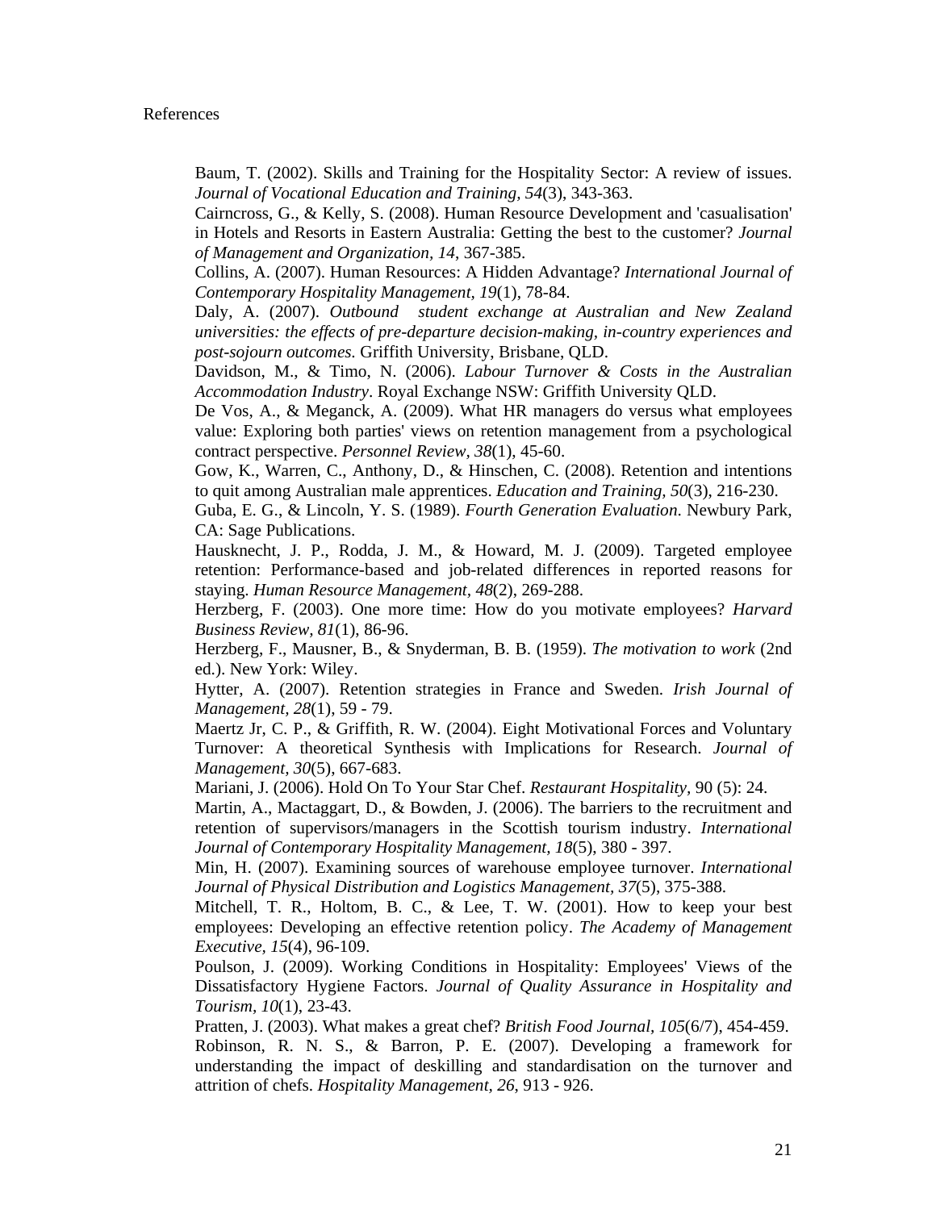References

Baum, T. (2002). Skills and Training for the Hospitality Sector: A review of issues. *Journal of Vocational Education and Training, 54*(3), 343-363.

Cairncross, G., & Kelly, S. (2008). Human Resource Development and 'casualisation' in Hotels and Resorts in Eastern Australia: Getting the best to the customer? *Journal of Management and Organization, 14*, 367-385.

Collins, A. (2007). Human Resources: A Hidden Advantage? *International Journal of Contemporary Hospitality Management, 19*(1), 78-84.

Daly, A. (2007). *Outbound student exchange at Australian and New Zealand universities: the effects of pre-departure decision-making, in-country experiences and post-sojourn outcomes.* Griffith University, Brisbane, QLD.

Davidson, M., & Timo, N. (2006). *Labour Turnover & Costs in the Australian Accommodation Industry*. Royal Exchange NSW: Griffith University QLD.

De Vos, A., & Meganck, A. (2009). What HR managers do versus what employees value: Exploring both parties' views on retention management from a psychological contract perspective. *Personnel Review, 38*(1), 45-60.

Gow, K., Warren, C., Anthony, D., & Hinschen, C. (2008). Retention and intentions to quit among Australian male apprentices. *Education and Training, 50*(3), 216-230.

Guba, E. G., & Lincoln, Y. S. (1989). *Fourth Generation Evaluation*. Newbury Park, CA: Sage Publications.

Hausknecht, J. P., Rodda, J. M., & Howard, M. J. (2009). Targeted employee retention: Performance-based and job-related differences in reported reasons for staying. *Human Resource Management, 48*(2), 269-288.

Herzberg, F. (2003). One more time: How do you motivate employees? *Harvard Business Review, 81*(1), 86-96.

Herzberg, F., Mausner, B., & Snyderman, B. B. (1959). *The motivation to work* (2nd ed.). New York: Wiley.

Hytter, A. (2007). Retention strategies in France and Sweden. *Irish Journal of Management, 28*(1), 59 - 79.

Maertz Jr, C. P., & Griffith, R. W. (2004). Eight Motivational Forces and Voluntary Turnover: A theoretical Synthesis with Implications for Research. *Journal of Management, 30*(5), 667-683.

Mariani, J. (2006). Hold On To Your Star Chef. *Restaurant Hospitality*, 90 (5): 24.

Martin, A., Mactaggart, D., & Bowden, J. (2006). The barriers to the recruitment and retention of supervisors/managers in the Scottish tourism industry. *International Journal of Contemporary Hospitality Management, 18*(5), 380 - 397.

Min, H. (2007). Examining sources of warehouse employee turnover. *International Journal of Physical Distribution and Logistics Management, 37*(5), 375-388.

Mitchell, T. R., Holtom, B. C., & Lee, T. W. (2001). How to keep your best employees: Developing an effective retention policy. *The Academy of Management Executive, 15*(4), 96-109.

Poulson, J. (2009). Working Conditions in Hospitality: Employees' Views of the Dissatisfactory Hygiene Factors. *Journal of Quality Assurance in Hospitality and Tourism, 10*(1), 23-43.

Pratten, J. (2003). What makes a great chef? *British Food Journal, 105*(6/7), 454-459.

Robinson, R. N. S., & Barron, P. E. (2007). Developing a framework for understanding the impact of deskilling and standardisation on the turnover and attrition of chefs. *Hospitality Management, 26*, 913 - 926.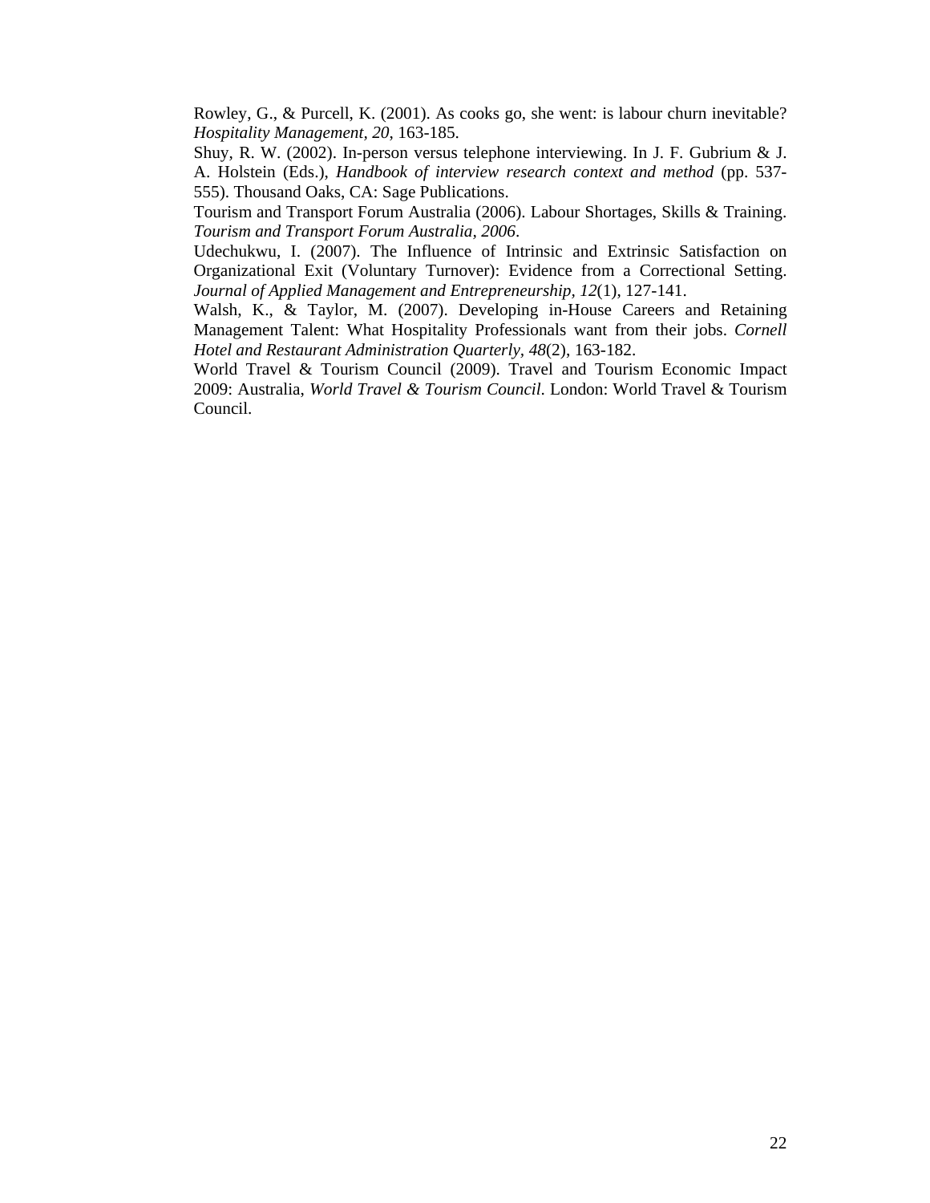Rowley, G., & Purcell, K. (2001). As cooks go, she went: is labour churn inevitable? *Hospitality Management, 20*, 163-185.

Shuy, R. W. (2002). In-person versus telephone interviewing. In J. F. Gubrium & J. A. Holstein (Eds.), *Handbook of interview research context and method* (pp. 537-555). Thousand Oaks, CA: Sage Publications.

Tourism and Transport Forum Australia (2006). Labour Shortages, Skills & Training. *Tourism and Transport Forum Australia, 2006*.

Udechukwu, I. (2007). The Influence of Intrinsic and Extrinsic Satisfaction on Organizational Exit (Voluntary Turnover): Evidence from a Correctional Setting. *Journal of Applied Management and Entrepreneurship, 12*(1), 127-141.

Walsh, K., & Taylor, M. (2007). Developing in-House Careers and Retaining Management Talent: What Hospitality Professionals want from their jobs. *Cornell Hotel and Restaurant Administration Quarterly, 48*(2), 163-182.

World Travel & Tourism Council (2009). Travel and Tourism Economic Impact 2009: Australia, *World Travel & Tourism Council*. London: World Travel & Tourism Council.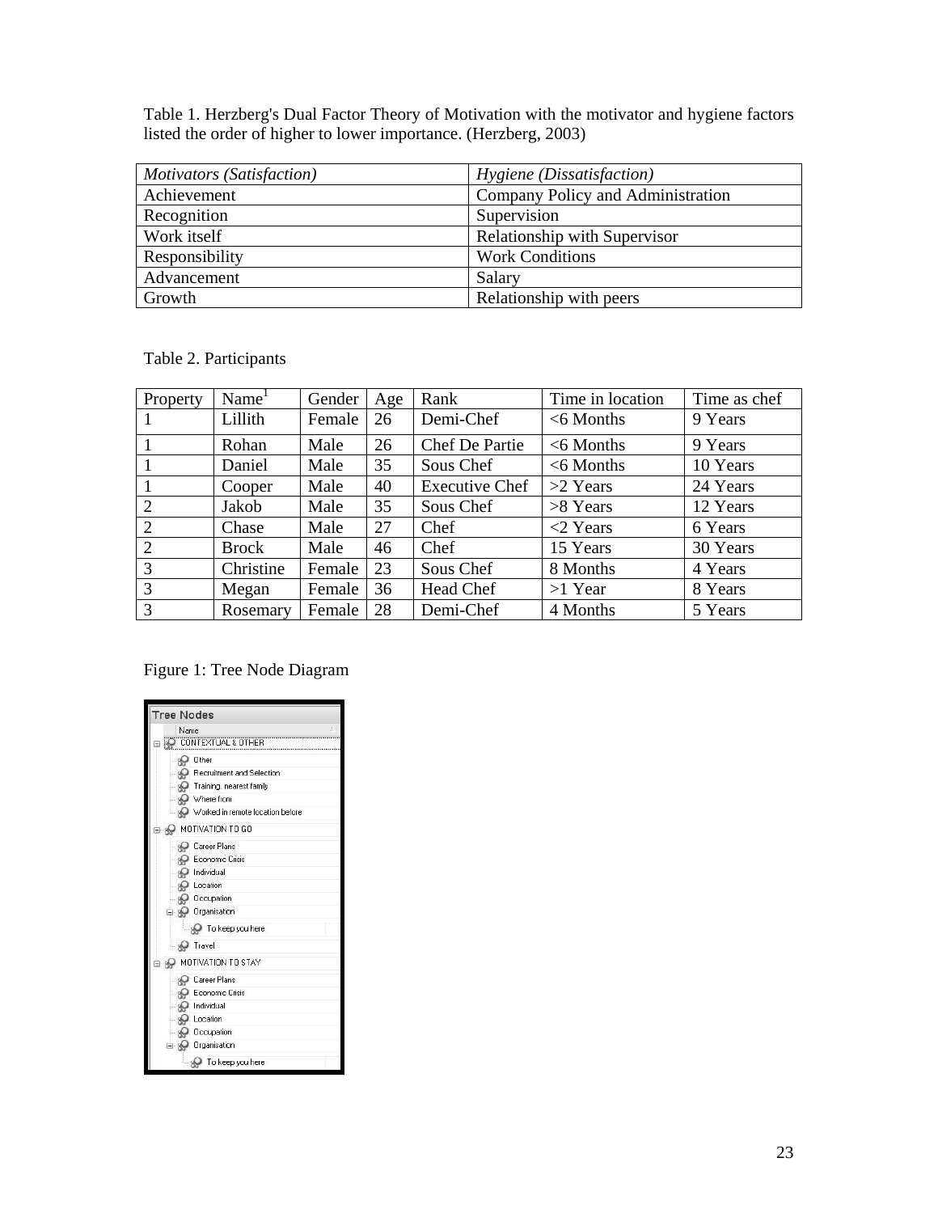Table 1. Herzberg's Dual Factor Theory of Motivation with the motivator and hygiene factors listed the order of higher to lower importance. (Herzberg, 2003)

| *Motivators (Satisfaction)* | *Hygiene (Dissatisfaction)* |
|---|---|
| Achievement | Company Policy and Administration |
| Recognition | Supervision |
| Work itself | Relationship with Supervisor |
| Responsibility | Work Conditions |
| Advancement | Salary |
| Growth | Relationship with peers |

Table 2. Participants

| Property | Name[1] | Gender | Age | Rank | Time in location | Time as chef |
|---|---|---|---|---|---|---|
| 1 | Lillith | Female | 26 | Demi-Chef | <6 Months | 9 Years |
| 1 | Rohan | Male | 26 | Chef De Partie | <6 Months | 9 Years |
| 1 | Daniel | Male | 35 | Sous Chef | <6 Months | 10 Years |
| 1 | Cooper | Male | 40 | Executive Chef | >2 Years | 24 Years |
| 2 | Jakob | Male | 35 | Sous Chef | >8 Years | 12 Years |
| 2 | Chase | Male | 27 | Chef | <2 Years | 6 Years |
| 2 | Brock | Male | 46 | Chef | 15 Years | 30 Years |
| 3 | Christine | Female | 23 | Sous Chef | 8 Months | 4 Years |
| 3 | Megan | Female | 36 | Head Chef | >1 Year | 8 Years |
| 3 | Rosemary | Female | 28 | Demi-Chef | 4 Months | 5 Years |

Figure 1: Tree Node Diagram

Tree Nodes

Name

- CONTEXTUAL & OTHER
  - Other
  - Recruitment and Selection
  - Training, nearest family
  - Where from
  - Worked in remote location before
- MOTIVATION TO GO
  - Career Plans
  - Economic Crisis
  - Individual
  - Location
  - Occupation
  - Organisation
    - To keep you here
  - Travel
- MOTIVATION TO STAY
  - Career Plans
  - Economic Crisis
  - Individual
  - Location
  - Occupation
  - Organisation
    - To keep you here